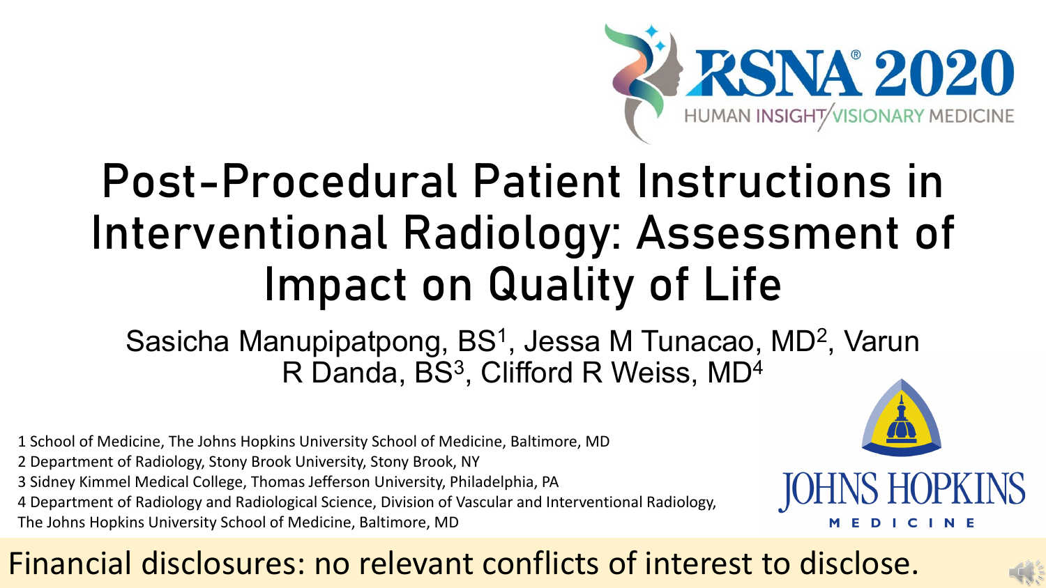RSNA 2020

HUMAN INSIGHT/VISIONARY MEDICINE

# Post-Procedural Patient Instructions in Interventional Radiology: Assessment of Impact on Quality of Life

Sasicha Manupipatpong, BS[1], Jessa M Tunacao, MD[2], Varun R Danda, BS[3], Clifford R Weiss, MD[4]

1 School of Medicine, The Johns Hopkins University School of Medicine, Baltimore, MD

2 Department of Radiology, Stony Brook University, Stony Brook, NY

3 Sidney Kimmel Medical College, Thomas Jefferson University, Philadelphia, PA

4 Department of Radiology and Radiological Science, Division of Vascular and Interventional Radiology, The Johns Hopkins University School of Medicine, Baltimore, MD

JOHNS HOPKINS MEDICINE

Financial disclosures: no relevant conflicts of interest to disclose.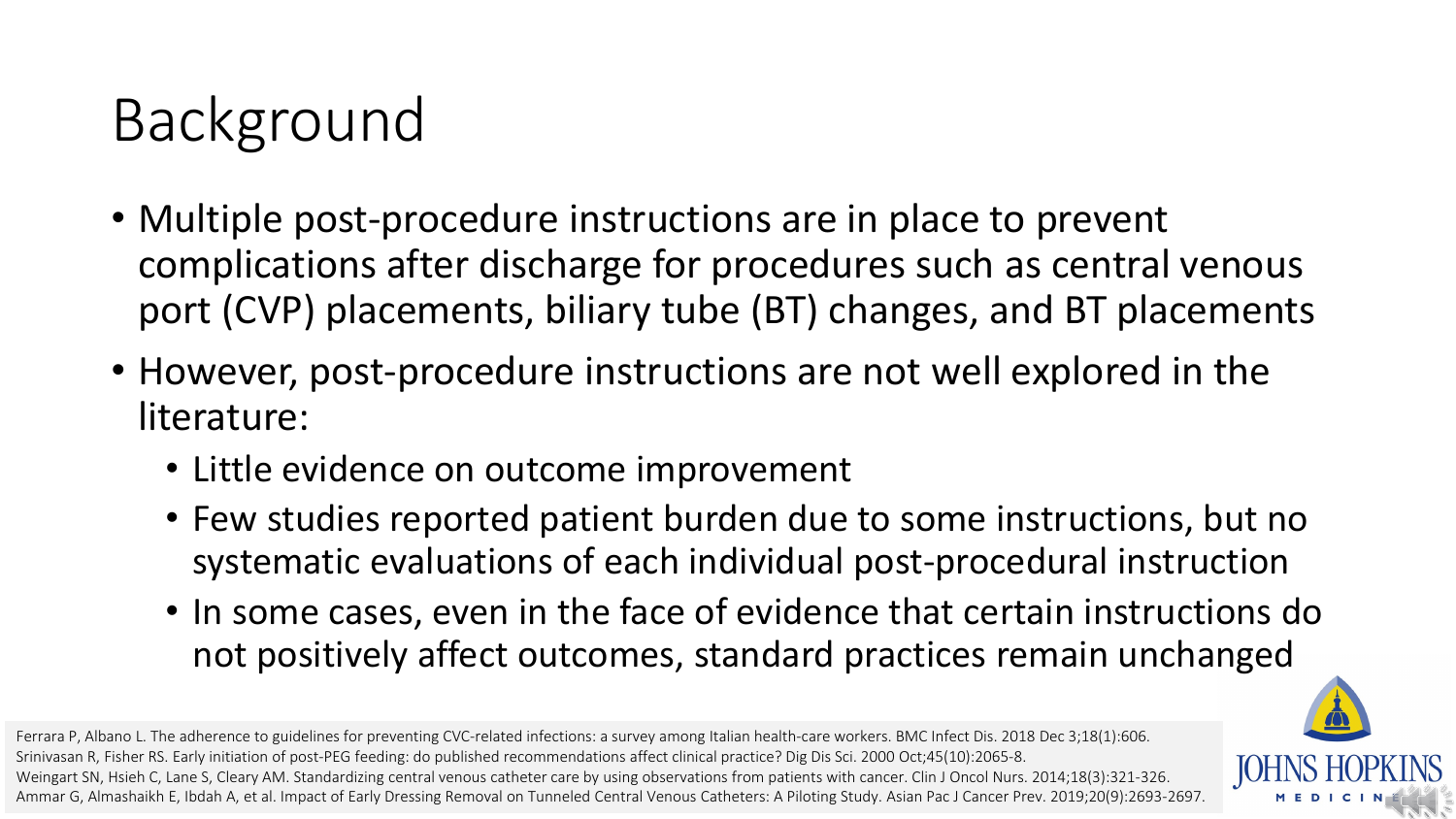# Background

- Multiple post-procedure instructions are in place to prevent complications after discharge for procedures such as central venous port (CVP) placements, biliary tube (BT) changes, and BT placements
- However, post-procedure instructions are not well explored in the literature:
  - Little evidence on outcome improvement
  - Few studies reported patient burden due to some instructions, but no systematic evaluations of each individual post-procedural instruction
  - In some cases, even in the face of evidence that certain instructions do not positively affect outcomes, standard practices remain unchanged

Ferrara P, Albano L. The adherence to guidelines for preventing CVC-related infections: a survey among Italian health-care workers. BMC Infect Dis. 2018 Dec 3;18(1):606.
Srinivasan R, Fisher RS. Early initiation of post-PEG feeding: do published recommendations affect clinical practice? Dig Dis Sci. 2000 Oct;45(10):2065-8.
Weingart SN, Hsieh C, Lane S, Cleary AM. Standardizing central venous catheter care by using observations from patients with cancer. Clin J Oncol Nurs. 2014;18(3):321-326.
Ammar G, Almashaikh E, Ibdah A, et al. Impact of Early Dressing Removal on Tunneled Central Venous Catheters: A Piloting Study. Asian Pac J Cancer Prev. 2019;20(9):2693-2697.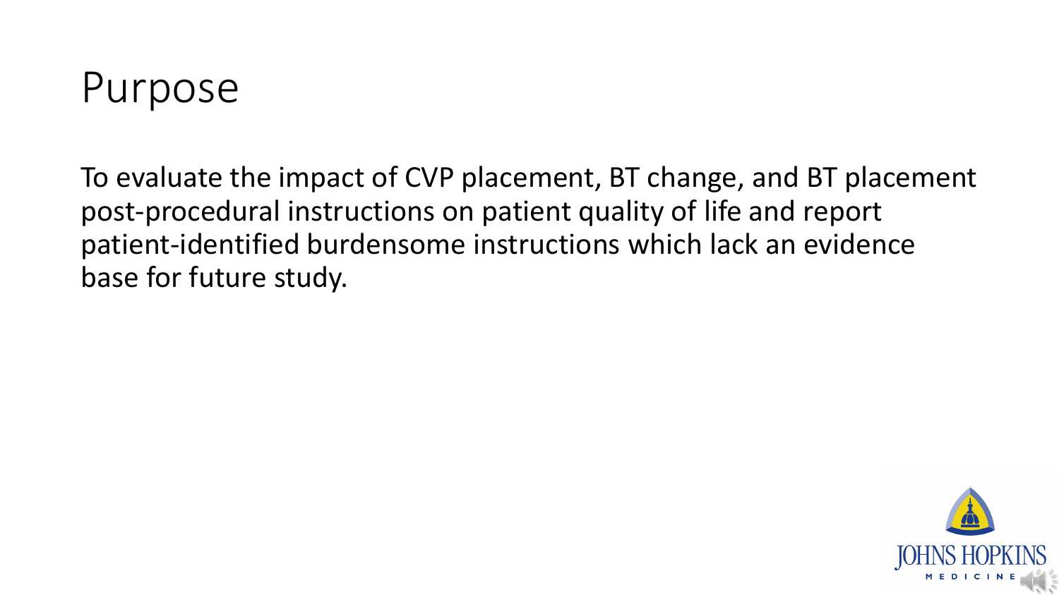# Purpose

To evaluate the impact of CVP placement, BT change, and BT placement post-procedural instructions on patient quality of life and report patient-identified burdensome instructions which lack an evidence base for future study.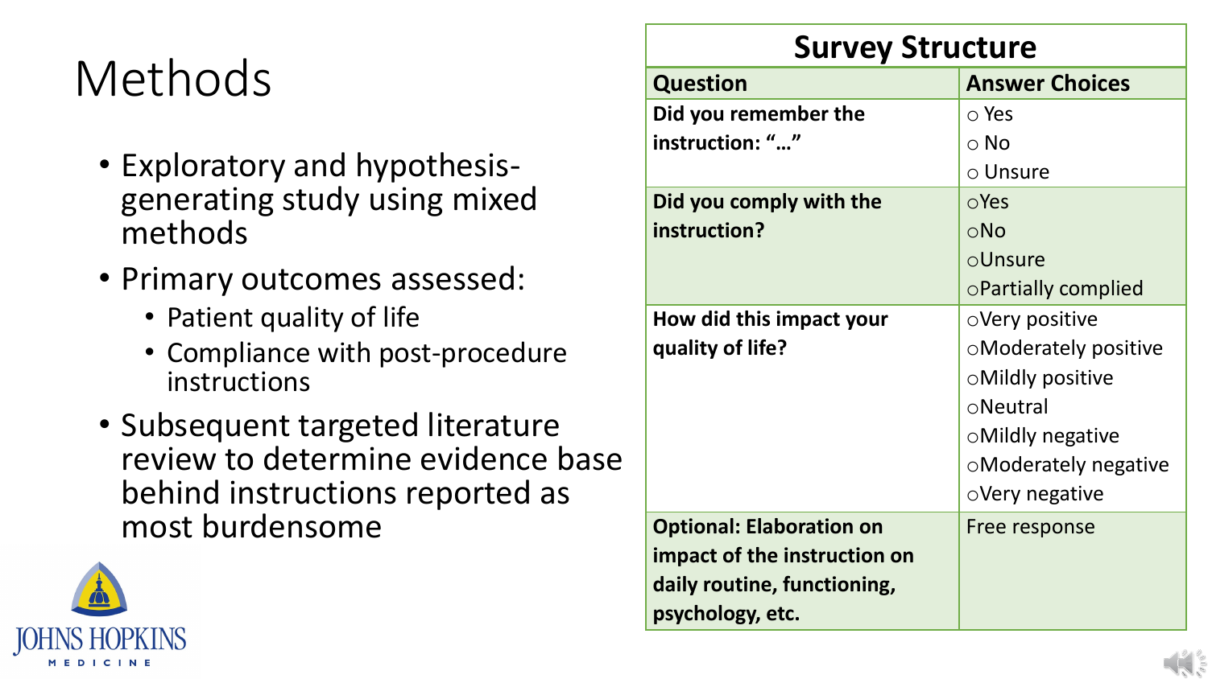# Methods

- Exploratory and hypothesis-generating study using mixed methods
- Primary outcomes assessed:
  - Patient quality of life
  - Compliance with post-procedure instructions
- Subsequent targeted literature review to determine evidence base behind instructions reported as most burdensome

| Survey Structure | |
|---|---|
| **Question** | **Answer Choices** |
| **Did you remember the instruction: "…"** | ○ Yes<br>○ No<br>○ Unsure |
| **Did you comply with the instruction?** | ○Yes<br>○No<br>○Unsure<br>○Partially complied |
| **How did this impact your quality of life?** | ○Very positive<br>○Moderately positive<br>○Mildly positive<br>○Neutral<br>○Mildly negative<br>○Moderately negative<br>○Very negative |
| **Optional: Elaboration on impact of the instruction on daily routine, functioning, psychology, etc.** | Free response |

JOHNS HOPKINS MEDICINE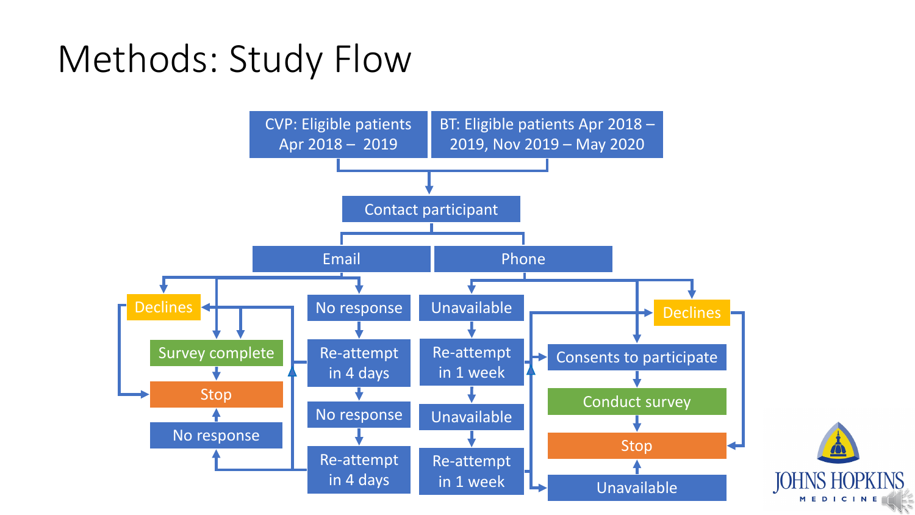# Methods: Study Flow

- CVP: Eligible patients Apr 2018 – 2019
- BT: Eligible patients Apr 2018 – 2019, Nov 2019 – May 2020

→ Contact participant

**Email**
- Declines → Stop
- Survey complete → Stop
- No response → Re-attempt in 4 days → No response → Re-attempt in 4 days → No response → Stop

**Phone**
- Declines → Stop
- Consents to participate → Conduct survey → Stop
- Unavailable → Re-attempt in 1 week → Unavailable → Re-attempt in 1 week → Unavailable → Stop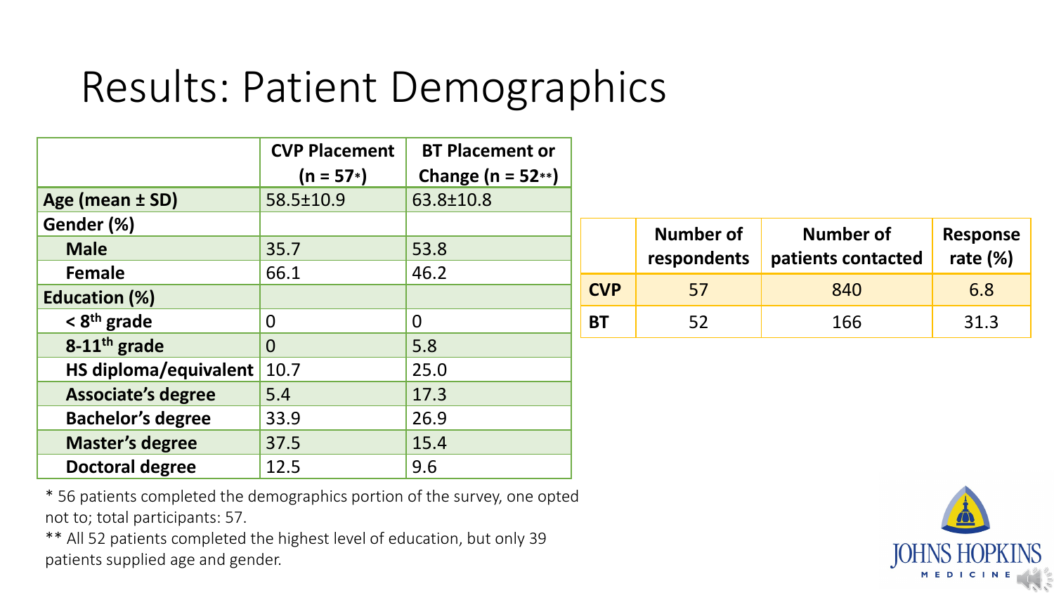# Results: Patient Demographics

| | CVP Placement (n = 57*) | BT Placement or Change (n = 52**) |
|---|---|---|
| **Age (mean ± SD)** | 58.5±10.9 | 63.8±10.8 |
| **Gender (%)** | | |
| **Male** | 35.7 | 53.8 |
| **Female** | 66.1 | 46.2 |
| **Education (%)** | | |
| **< 8th grade** | 0 | 0 |
| **8-11th grade** | 0 | 5.8 |
| **HS diploma/equivalent** | 10.7 | 25.0 |
| **Associate's degree** | 5.4 | 17.3 |
| **Bachelor's degree** | 33.9 | 26.9 |
| **Master's degree** | 37.5 | 15.4 |
| **Doctoral degree** | 12.5 | 9.6 |

* 56 patients completed the demographics portion of the survey, one opted not to; total participants: 57.

** All 52 patients completed the highest level of education, but only 39 patients supplied age and gender.

| | Number of respondents | Number of patients contacted | Response rate (%) |
|---|---|---|---|
| **CVP** | 57 | 840 | 6.8 |
| **BT** | 52 | 166 | 31.3 |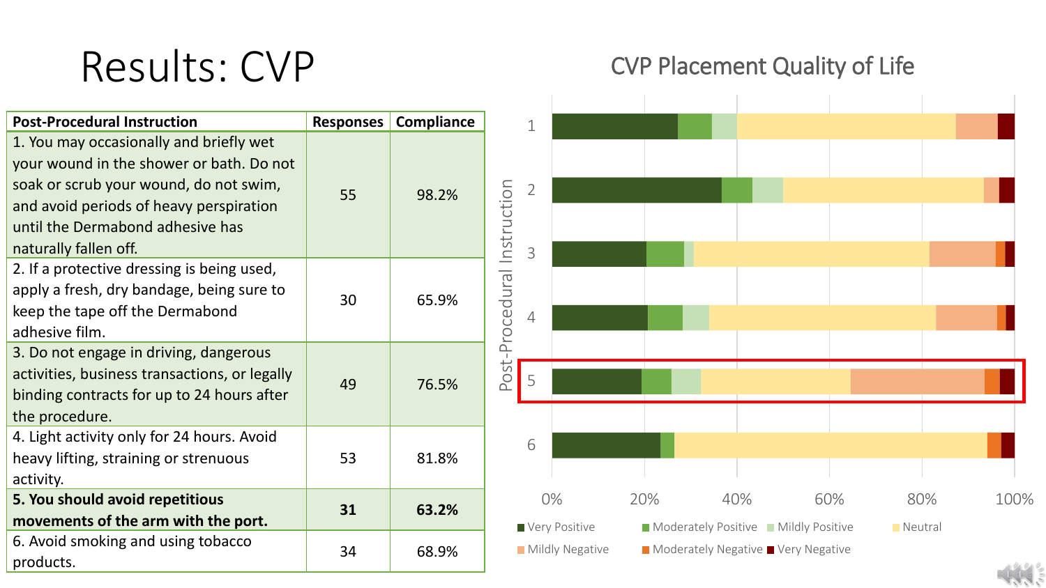# Results: CVP

| Post-Procedural Instruction | Responses | Compliance |
|---|---|---|
| 1. You may occasionally and briefly wet your wound in the shower or bath. Do not soak or scrub your wound, do not swim, and avoid periods of heavy perspiration until the Dermabond adhesive has naturally fallen off. | 55 | 98.2% |
| 2. If a protective dressing is being used, apply a fresh, dry bandage, being sure to keep the tape off the Dermabond adhesive film. | 30 | 65.9% |
| 3. Do not engage in driving, dangerous activities, business transactions, or legally binding contracts for up to 24 hours after the procedure. | 49 | 76.5% |
| 4. Light activity only for 24 hours. Avoid heavy lifting, straining or strenuous activity. | 53 | 81.8% |
| **5. You should avoid repetitious movements of the arm with the port.** | **31** | **63.2%** |
| 6. Avoid smoking and using tobacco products. | 34 | 68.9% |

## CVP Placement Quality of Life

Post-Procedural Instruction: 1, 2, 3, 4, 5, 6

0% 20% 40% 60% 80% 100%

Very Positive · Moderately Positive · Mildly Positive · Neutral · Mildly Negative · Moderately Negative · Very Negative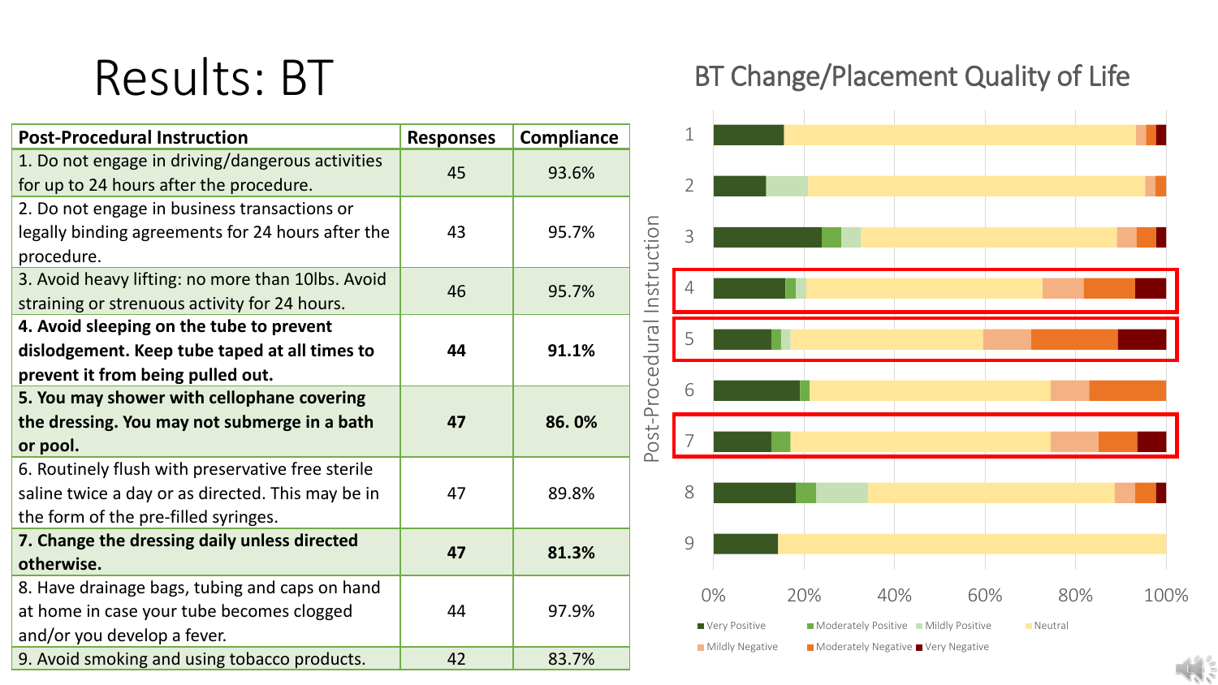# Results: BT

| Post-Procedural Instruction | Responses | Compliance |
|---|---|---|
| 1. Do not engage in driving/dangerous activities for up to 24 hours after the procedure. | 45 | 93.6% |
| 2. Do not engage in business transactions or legally binding agreements for 24 hours after the procedure. | 43 | 95.7% |
| 3. Avoid heavy lifting: no more than 10lbs. Avoid straining or strenuous activity for 24 hours. | 46 | 95.7% |
| **4. Avoid sleeping on the tube to prevent dislodgement. Keep tube taped at all times to prevent it from being pulled out.** | **44** | **91.1%** |
| **5. You may shower with cellophane covering the dressing. You may not submerge in a bath or pool.** | **47** | **86. 0%** |
| 6. Routinely flush with preservative free sterile saline twice a day or as directed. This may be in the form of the pre-filled syringes. | 47 | 89.8% |
| **7. Change the dressing daily unless directed otherwise.** | **47** | **81.3%** |
| 8. Have drainage bags, tubing and caps on hand at home in case your tube becomes clogged and/or you develop a fever. | 44 | 97.9% |
| 9. Avoid smoking and using tobacco products. | 42 | 83.7% |

## BT Change/Placement Quality of Life

Post-Procedural Instruction (1–9); 0% 20% 40% 60% 80% 100%

Very Positive, Moderately Positive, Mildly Positive, Neutral, Mildly Negative, Moderately Negative, Very Negative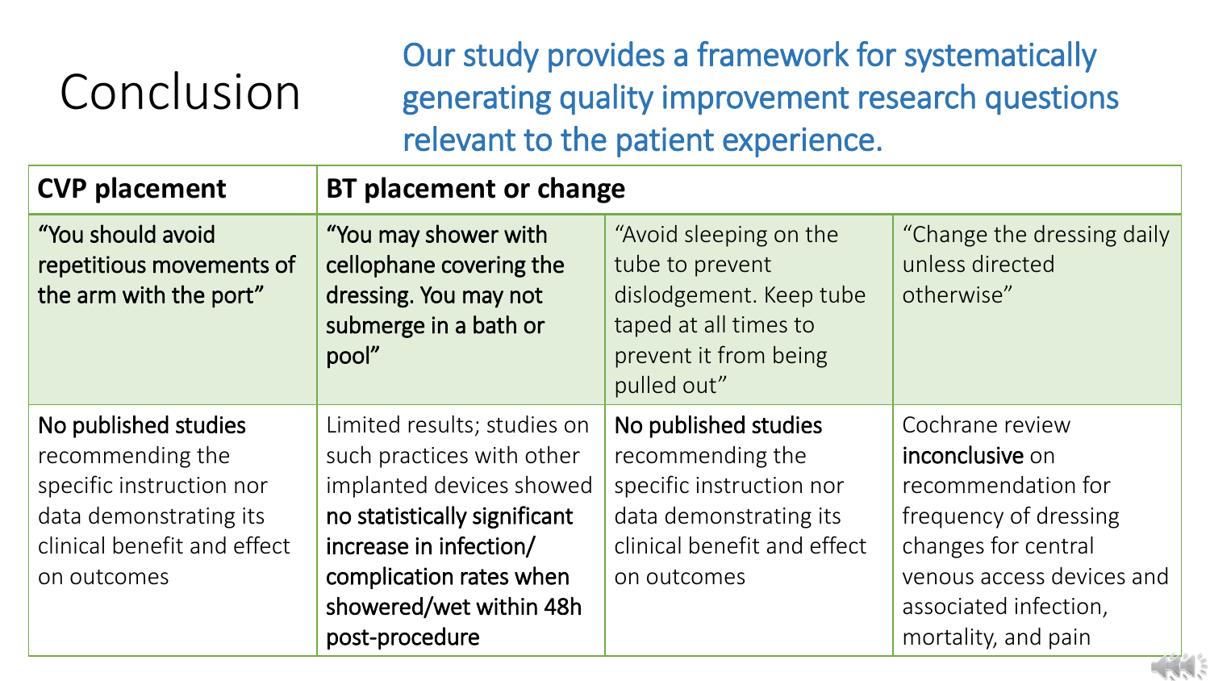# Conclusion

Our study provides a framework for systematically generating quality improvement research questions relevant to the patient experience.

| CVP placement | BT placement or change | | |
|---|---|---|---|
| **"You should avoid repetitious movements of the arm with the port"** | **"You may shower with cellophane covering the dressing. You may not submerge in a bath or pool"** | "Avoid sleeping on the tube to prevent dislodgement. Keep tube taped at all times to prevent it from being pulled out" | "Change the dressing daily unless directed otherwise" |
| **No published studies** recommending the specific instruction nor data demonstrating its clinical benefit and effect on outcomes | Limited results; studies on such practices with other implanted devices showed **no statistically significant increase in infection/ complication rates when showered/wet within 48h post-procedure** | **No published studies** recommending the specific instruction nor data demonstrating its clinical benefit and effect on outcomes | Cochrane review **inconclusive** on recommendation for frequency of dressing changes for central venous access devices and associated infection, mortality, and pain |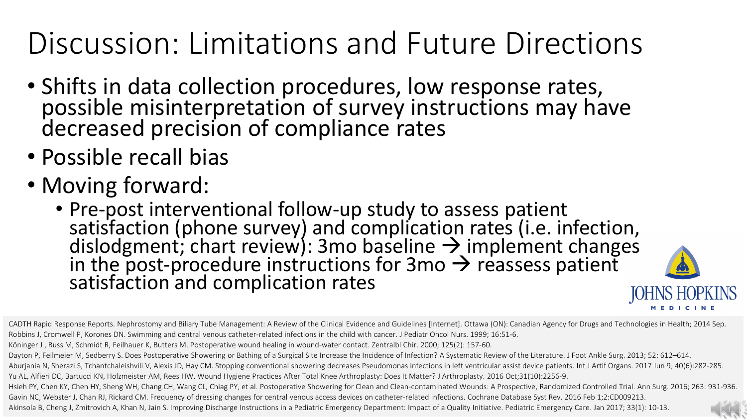# Discussion: Limitations and Future Directions

- Shifts in data collection procedures, low response rates, possible misinterpretation of survey instructions may have decreased precision of compliance rates
- Possible recall bias
- Moving forward:
  - Pre-post interventional follow-up study to assess patient satisfaction (phone survey) and complication rates (i.e. infection, dislodgment; chart review): 3mo baseline → implement changes in the post-procedure instructions for 3mo → reassess patient satisfaction and complication rates

JOHNS HOPKINS MEDICINE

CADTH Rapid Response Reports. Nephrostomy and Biliary Tube Management: A Review of the Clinical Evidence and Guidelines [Internet]. Ottawa (ON): Canadian Agency for Drugs and Technologies in Health; 2014 Sep.

Robbins J, Cromwell P, Korones DN. Swimming and central venous catheter-related infections in the child with cancer. J Pediatr Oncol Nurs. 1999; 16:51-6.

Köninger J , Russ M, Schmidt R, Feilhauer K, Butters M. Postoperative wound healing in wound-water contact. Zentralbl Chir. 2000; 125(2): 157-60.

Dayton P, Feilmeier M, Sedberry S. Does Postoperative Showering or Bathing of a Surgical Site Increase the Incidence of Infection? A Systematic Review of the Literature. J Foot Ankle Surg. 2013; 52: 612–614.

Aburjania N, Sherazi S, Tchantchaleishvili V, Alexis JD, Hay CM. Stopping conventional showering decreases Pseudomonas infections in left ventricular assist device patients. Int J Artif Organs. 2017 Jun 9; 40(6):282-285.

Yu AL, Alfieri DC, Bartucci KN, Holzmeister AM, Rees HW. Wound Hygiene Practices After Total Knee Arthroplasty: Does It Matter? J Arthroplasty. 2016 Oct;31(10):2256-9.

Hsieh PY, Chen KY, Chen HY, Sheng WH, Chang CH, Wang CL, Chiag PY, et al. Postoperative Showering for Clean and Clean-contaminated Wounds: A Prospective, Randomized Controlled Trial. Ann Surg. 2016; 263: 931-936.

Gavin NC, Webster J, Chan RJ, Rickard CM. Frequency of dressing changes for central venous access devices on catheter-related infections. Cochrane Database Syst Rev. 2016 Feb 1;2:CD009213.

Akinsola B, Cheng J, Zmitrovich A, Khan N, Jain S. Improving Discharge Instructions in a Pediatric Emergency Department: Impact of a Quality Initiative. Pediatric Emergency Care. Jan 2017; 33(1): 10-13.